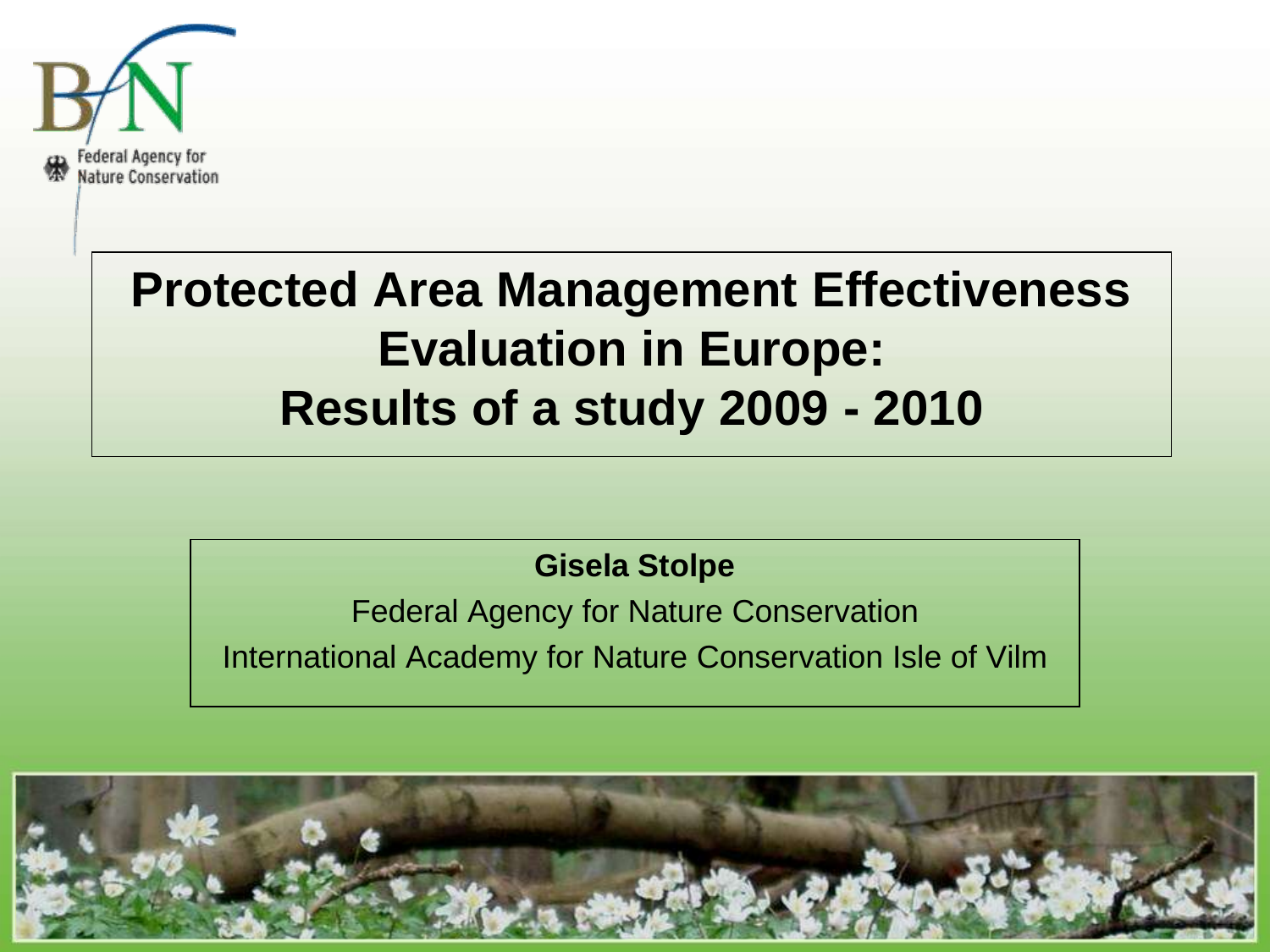BfN

Federal Agency for Nature Conservation

# Protected Area Management Effectiveness Evaluation in Europe: Results of a study 2009 - 2010

**Gisela Stolpe**

Federal Agency for Nature Conservation

International Academy for Nature Conservation Isle of Vilm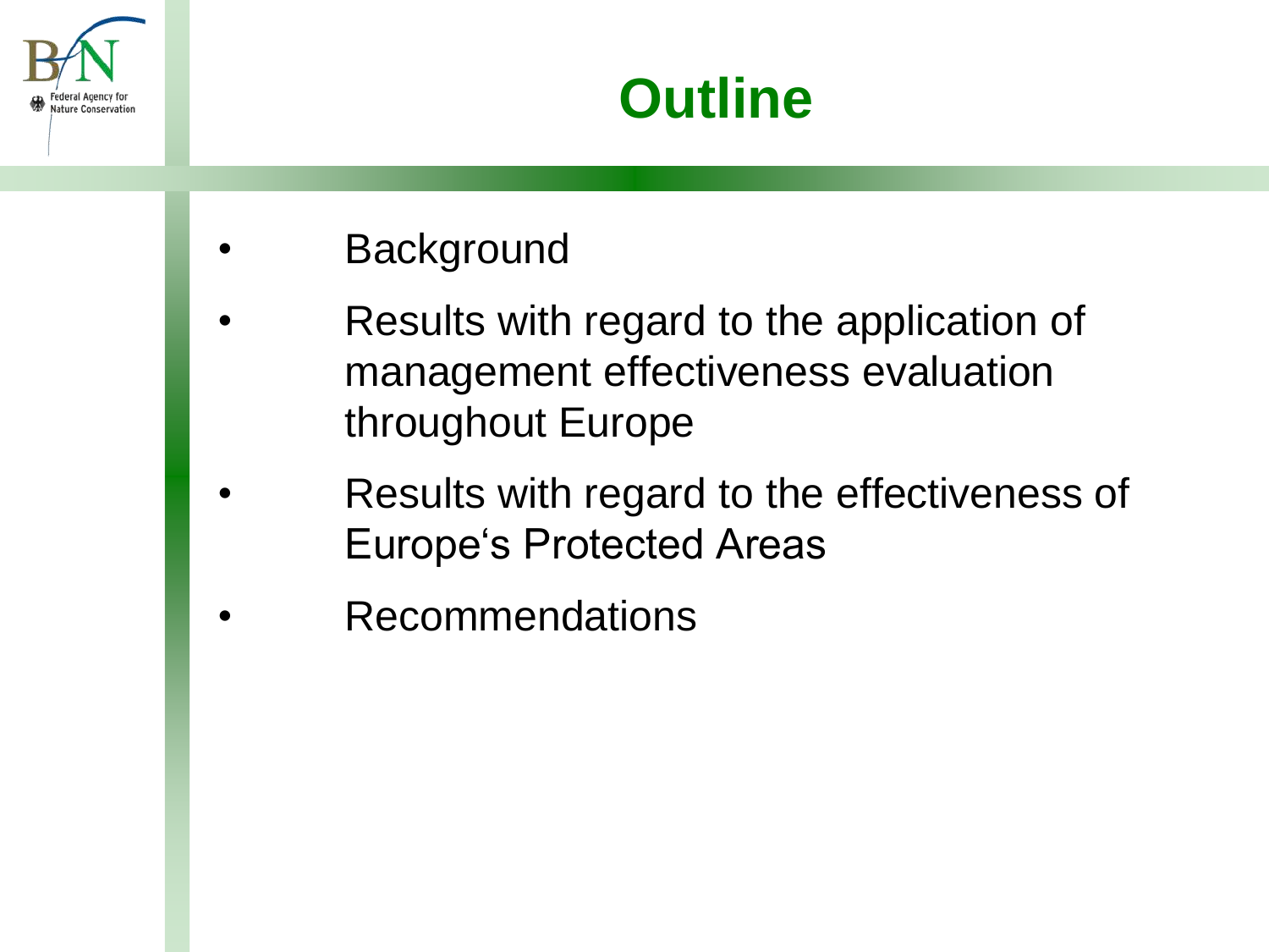# Outline

- Background
- Results with regard to the application of management effectiveness evaluation throughout Europe
- Results with regard to the effectiveness of Europe‘s Protected Areas
- Recommendations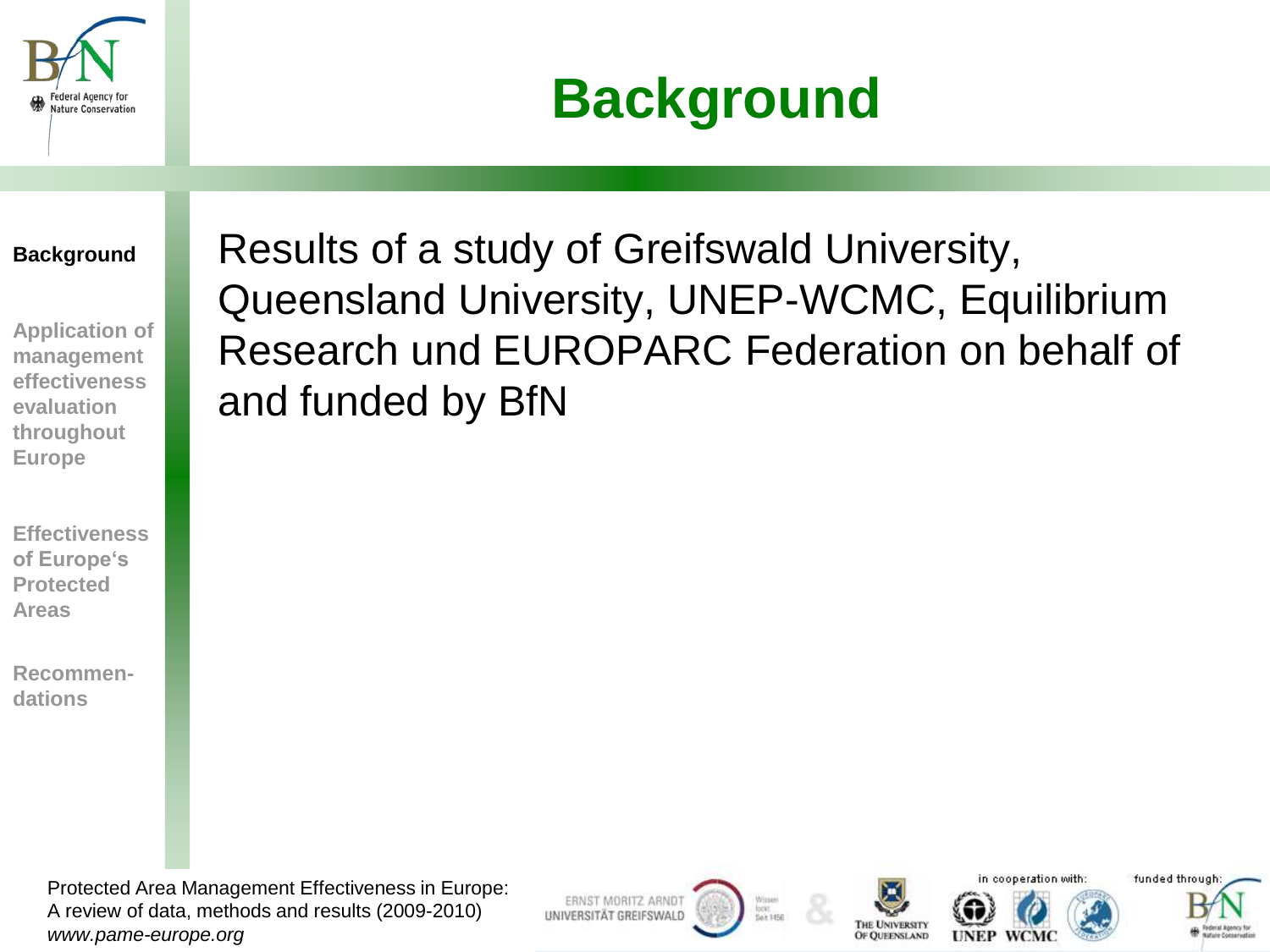# Background

**Background**

Application of management effectiveness evaluation throughout Europe

Effectiveness of Europe‘s Protected Areas

Recommen-dations

Results of a study of Greifswald University, Queensland University, UNEP-WCMC, Equilibrium Research und EUROPARC Federation on behalf of and funded by BfN

Protected Area Management Effectiveness in Europe:
A review of data, methods and results (2009-2010)
*www.pame-europe.org*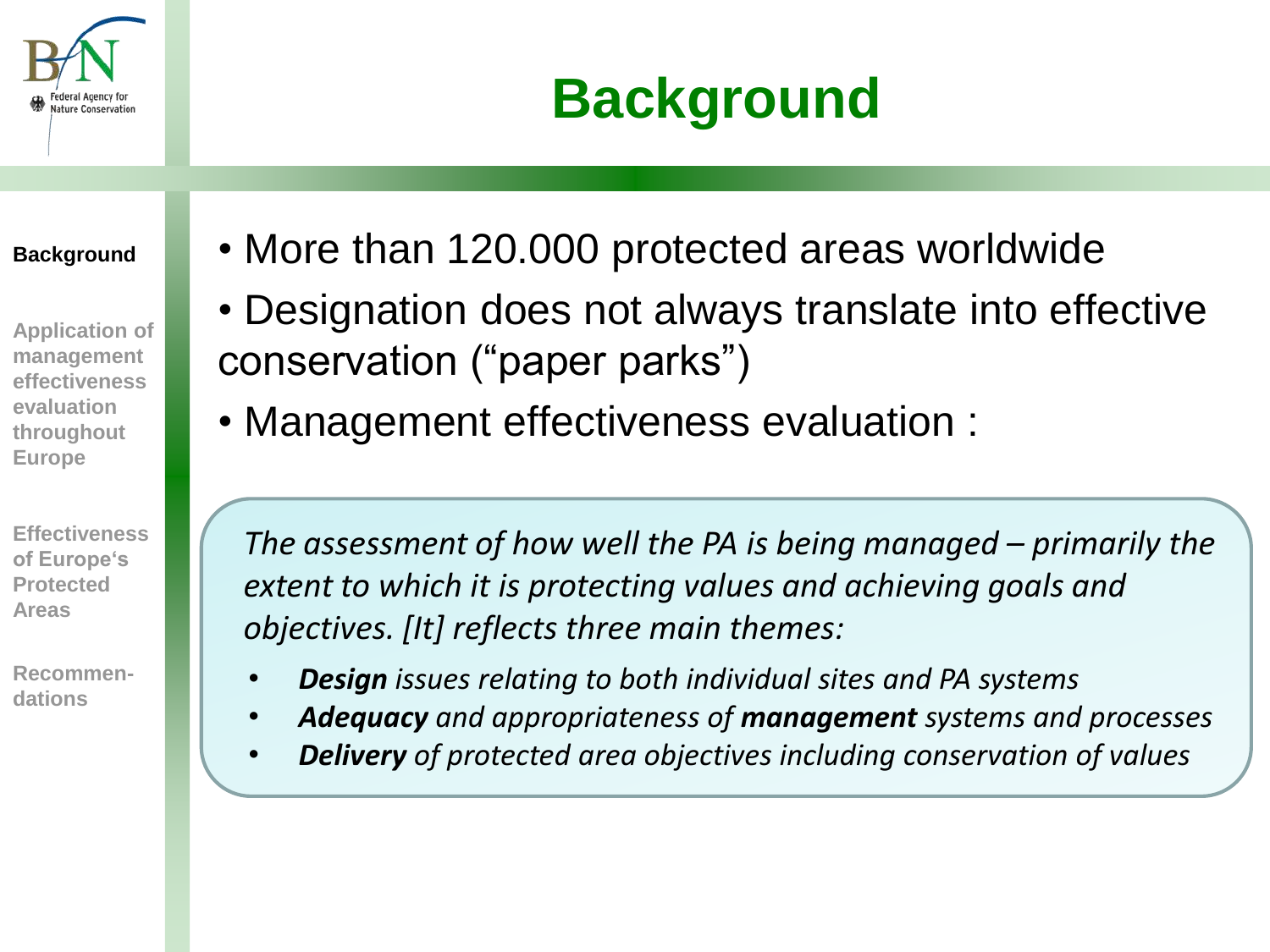# Background

- More than 120.000 protected areas worldwide
- Designation does not always translate into effective conservation ("paper parks")
- Management effectiveness evaluation :

*The assessment of how well the PA is being managed – primarily the extent to which it is protecting values and achieving goals and objectives. [It] reflects three main themes:*

- ***Design** issues relating to both individual sites and PA systems*
- ***Adequacy** and appropriateness of **management** systems and processes*
- ***Delivery** of protected area objectives including conservation of values*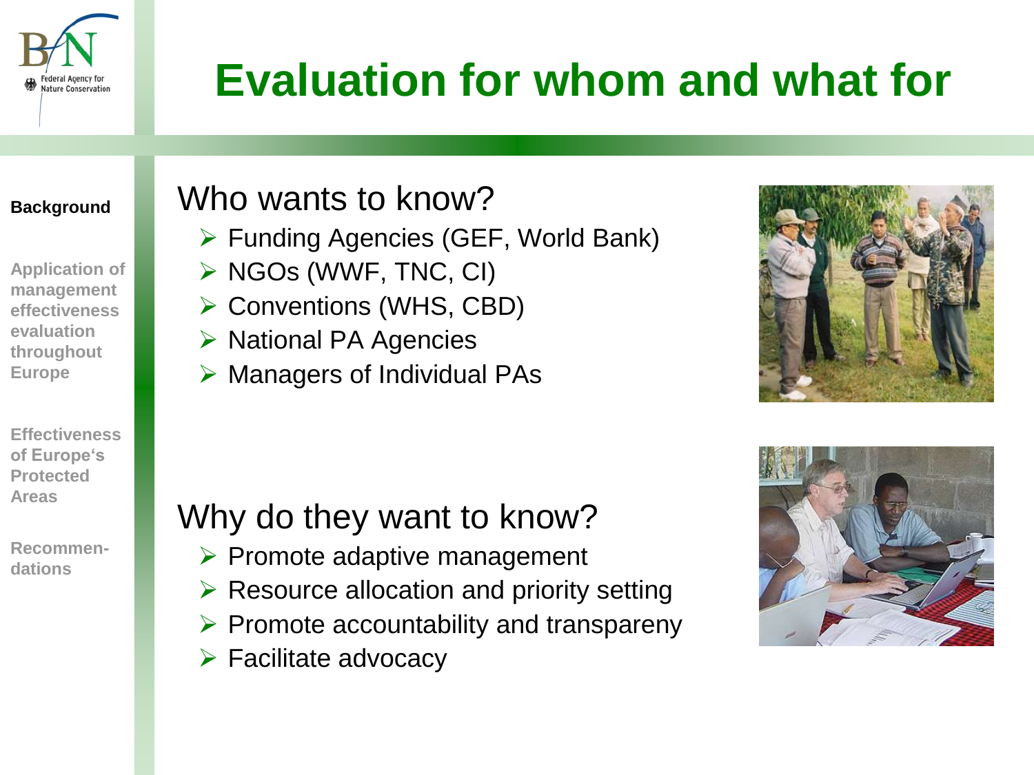# Evaluation for whom and what for

**Background**

Application of management effectiveness evaluation throughout Europe

Effectiveness of Europe's Protected Areas

Recommen-dations

## Who wants to know?

- Funding Agencies (GEF, World Bank)
- NGOs (WWF, TNC, CI)
- Conventions (WHS, CBD)
- National PA Agencies
- Managers of Individual PAs

## Why do they want to know?

- Promote adaptive management
- Resource allocation and priority setting
- Promote accountability and transpareny
- Facilitate advocacy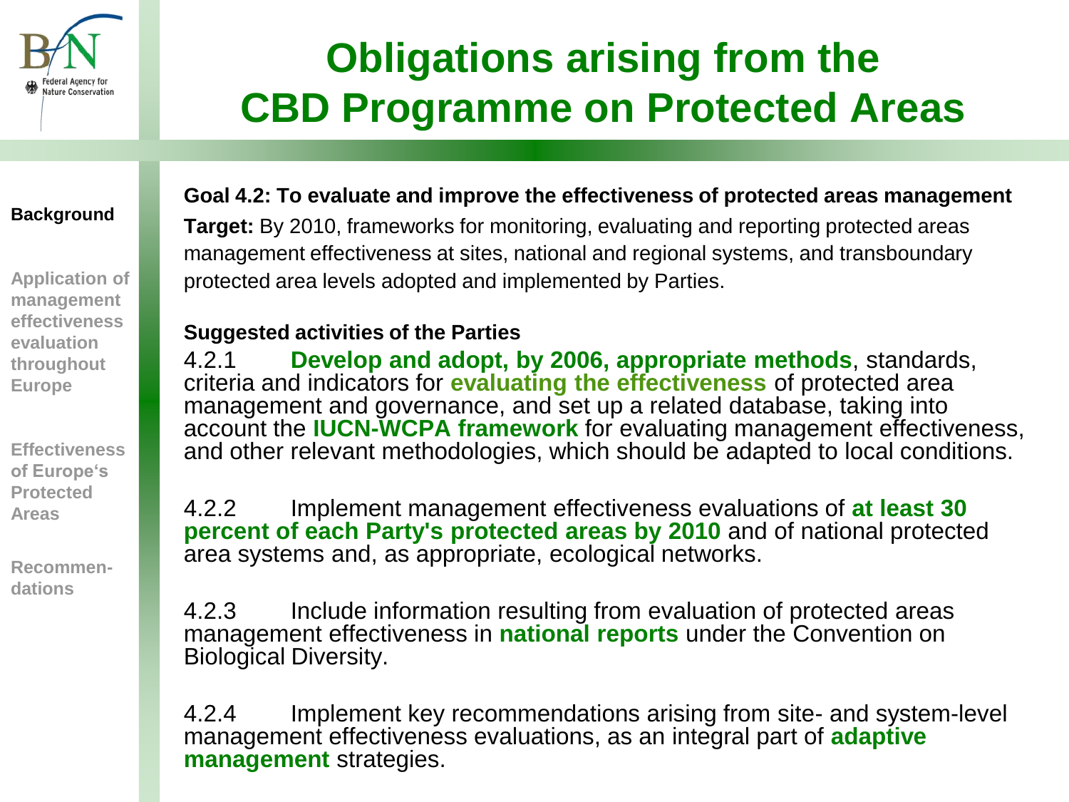# Obligations arising from the CBD Programme on Protected Areas

**Background**

Application of management effectiveness evaluation throughout Europe

Effectiveness of Europe‘s Protected Areas

Recommen-dations

**Goal 4.2: To evaluate and improve the effectiveness of protected areas management**

**Target:** By 2010, frameworks for monitoring, evaluating and reporting protected areas management effectiveness at sites, national and regional systems, and transboundary protected area levels adopted and implemented by Parties.

**Suggested activities of the Parties**

4.2.1 **Develop and adopt, by 2006, appropriate methods**, standards, criteria and indicators for **evaluating the effectiveness** of protected area management and governance, and set up a related database, taking into account the **IUCN-WCPA framework** for evaluating management effectiveness, and other relevant methodologies, which should be adapted to local conditions.

4.2.2 Implement management effectiveness evaluations of **at least 30 percent of each Party's protected areas by 2010** and of national protected area systems and, as appropriate, ecological networks.

4.2.3 Include information resulting from evaluation of protected areas management effectiveness in **national reports** under the Convention on Biological Diversity.

4.2.4 Implement key recommendations arising from site- and system-level management effectiveness evaluations, as an integral part of **adaptive management** strategies.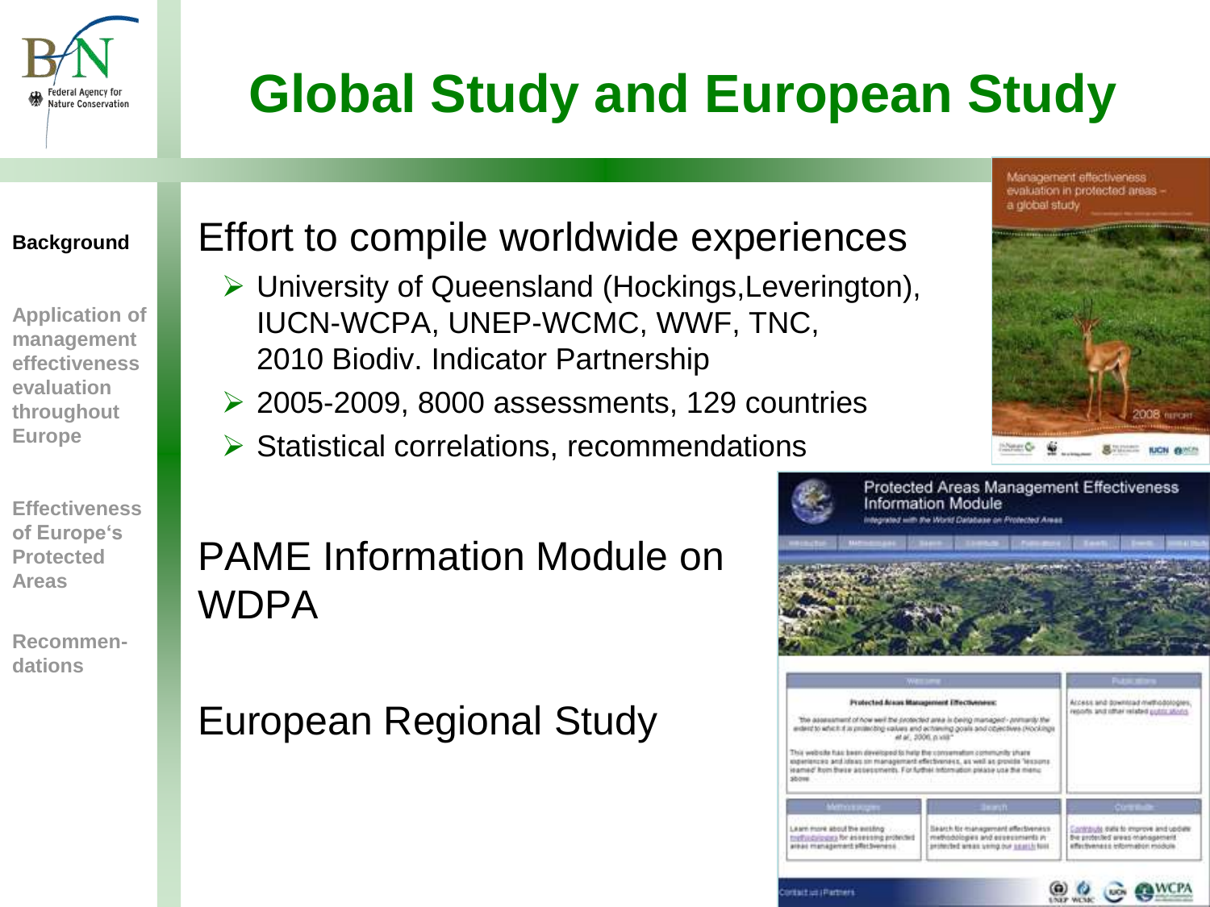# Global Study and European Study

**Background**

Application of management effectiveness evaluation throughout Europe

Effectiveness of Europe's Protected Areas

Recommen-dations

Effort to compile worldwide experiences

- University of Queensland (Hockings,Leverington), IUCN-WCPA, UNEP-WCMC, WWF, TNC, 2010 Biodiv. Indicator Partnership
- 2005-2009, 8000 assessments, 129 countries
- Statistical correlations, recommendations

PAME Information Module on WDPA

European Regional Study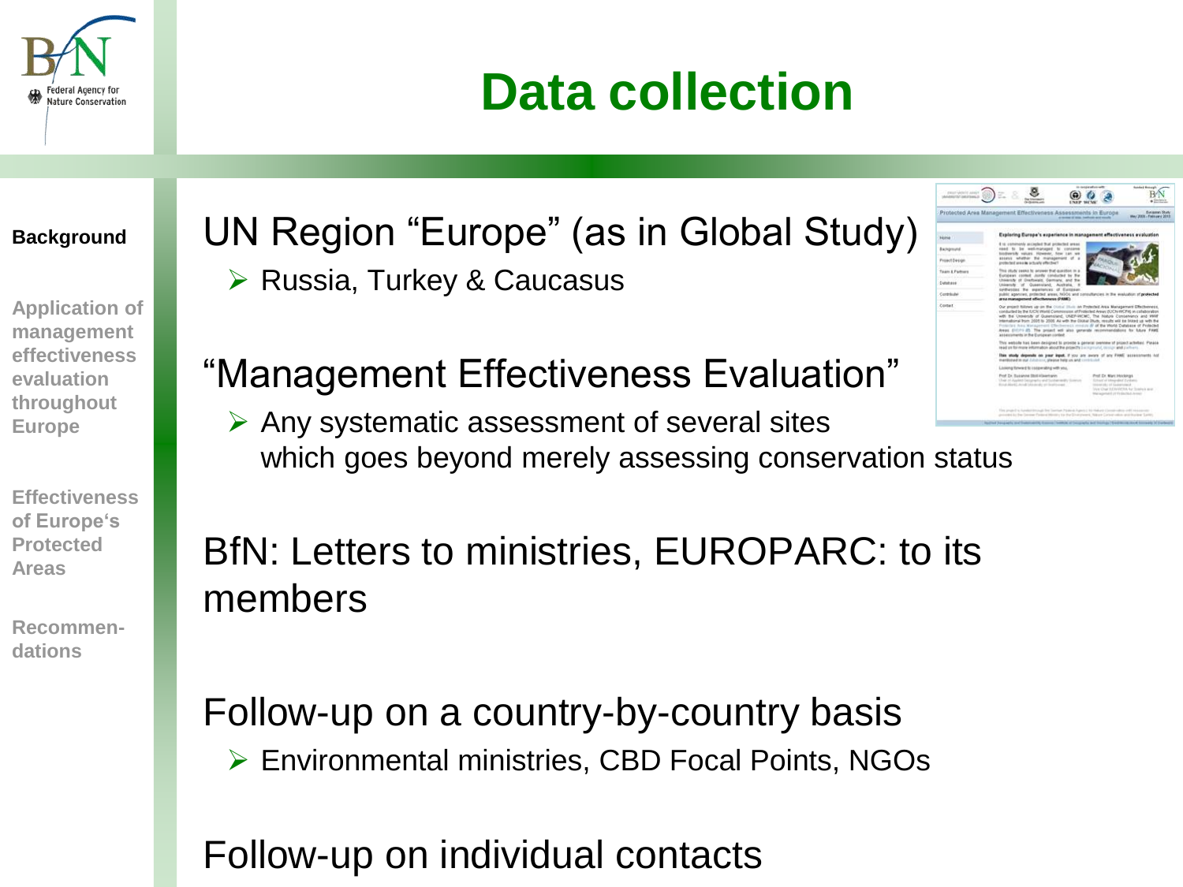# Data collection

**Background**

Application of management effectiveness evaluation throughout Europe

Effectiveness of Europe's Protected Areas

Recommen-dations

UN Region "Europe" (as in Global Study)

- Russia, Turkey & Caucasus

"Management Effectiveness Evaluation"

- Any systematic assessment of several sites which goes beyond merely assessing conservation status

BfN: Letters to ministries, EUROPARC: to its members

Follow-up on a country-by-country basis

- Environmental ministries, CBD Focal Points, NGOs

Follow-up on individual contacts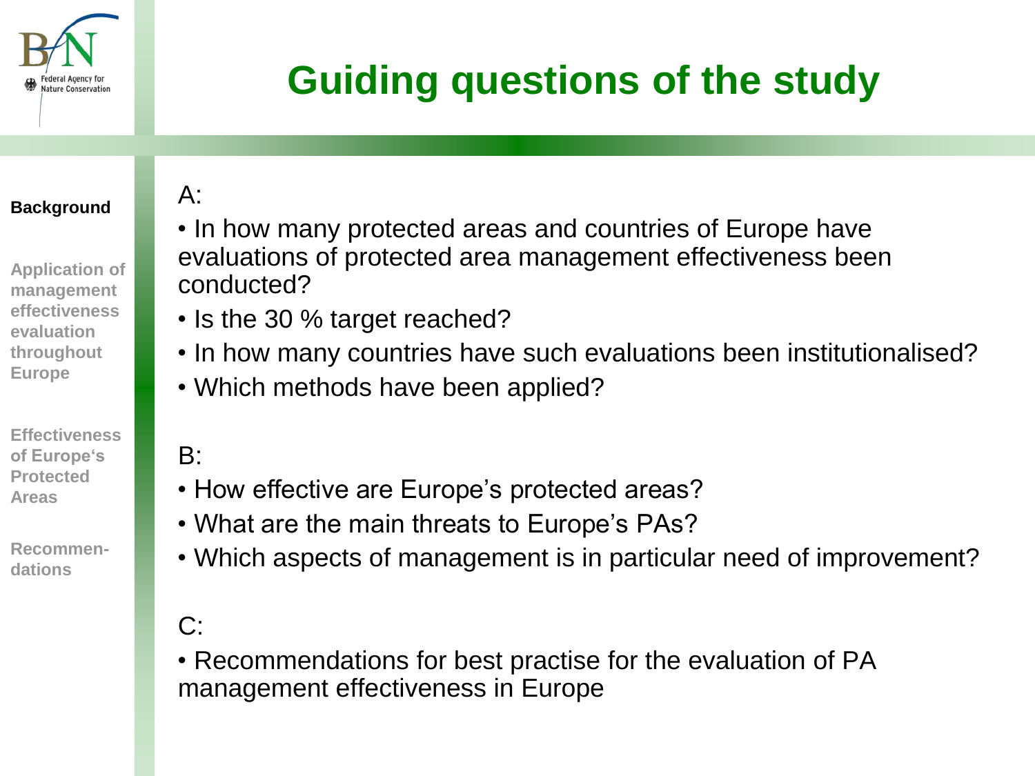# Guiding questions of the study

**Background**

Application of management effectiveness evaluation throughout Europe

Effectiveness of Europe's Protected Areas

Recommen-dations

A:

- In how many protected areas and countries of Europe have evaluations of protected area management effectiveness been conducted?
- Is the 30 % target reached?
- In how many countries have such evaluations been institutionalised?
- Which methods have been applied?

B:

- How effective are Europe's protected areas?
- What are the main threats to Europe's PAs?
- Which aspects of management is in particular need of improvement?

C:

- Recommendations for best practise for the evaluation of PA management effectiveness in Europe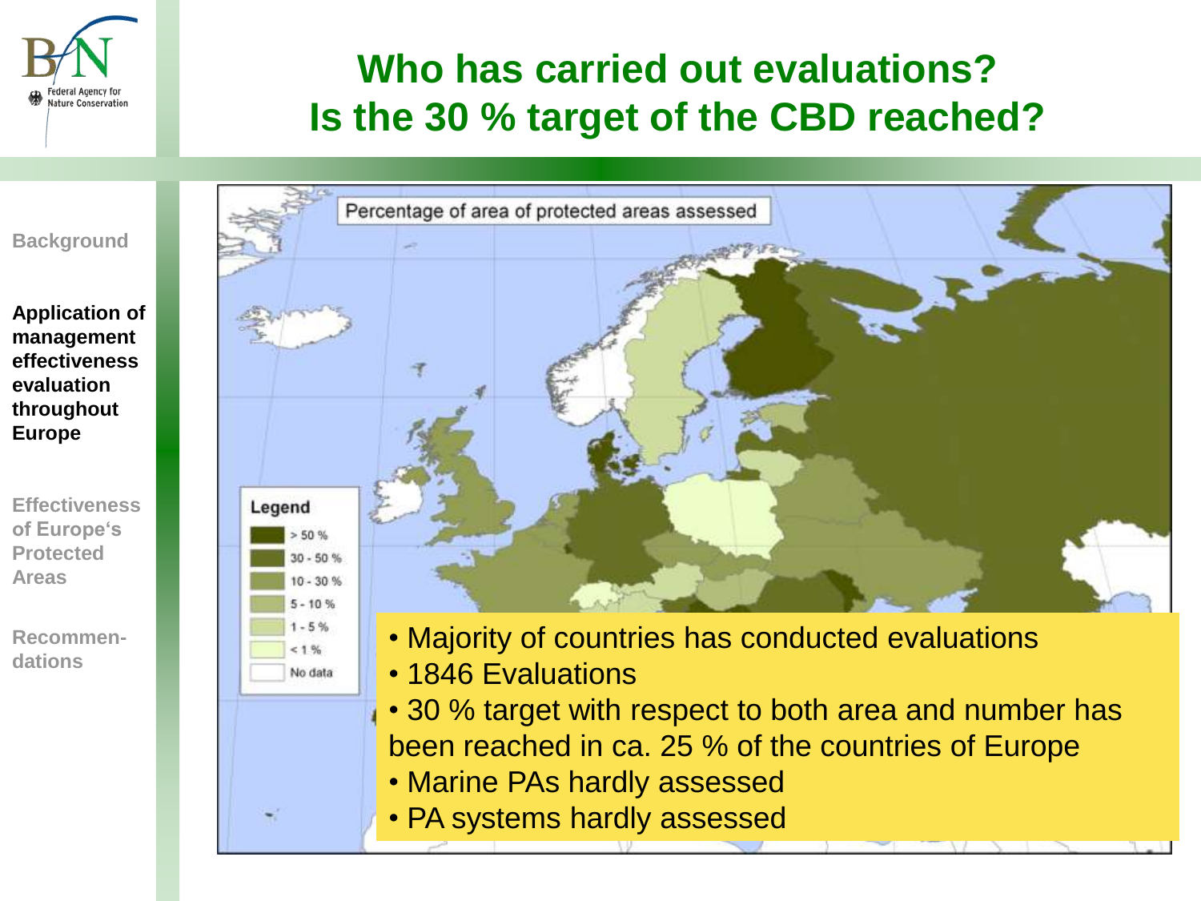# Who has carried out evaluations?
# Is the 30 % target of the CBD reached?

Background

**Application of management effectiveness evaluation throughout Europe**

Effectiveness of Europe's Protected Areas

Recommen-dations

Percentage of area of protected areas assessed

Legend
- > 50 %
- 30 - 50 %
- 10 - 30 %
- 5 - 10 %
- 1 - 5 %
- < 1 %
- No data

- Majority of countries has conducted evaluations
- 1846 Evaluations
- 30 % target with respect to both area and number has been reached in ca. 25 % of the countries of Europe
- Marine PAs hardly assessed
- PA systems hardly assessed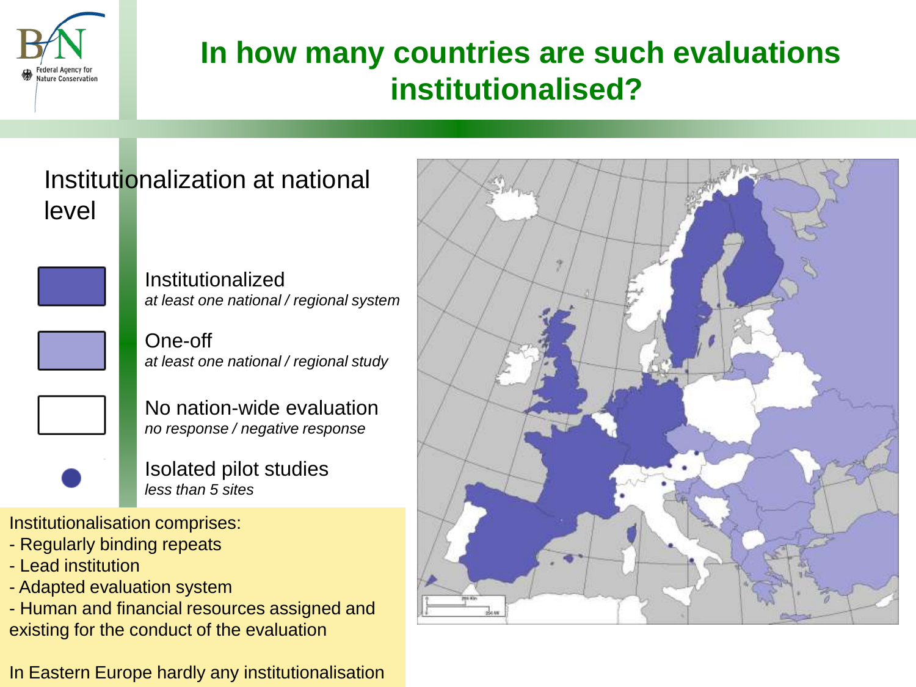# In how many countries are such evaluations institutionalised?

## Institutionalization at national level

- **Institutionalized** — *at least one national / regional system*
- **One-off** — *at least one national / regional study*
- **No nation-wide evaluation** — *no response / negative response*
- **Isolated pilot studies** — *less than 5 sites*

Institutionalisation comprises:

- Regularly binding repeats
- Lead institution
- Adapted evaluation system
- Human and financial resources assigned and existing for the conduct of the evaluation

In Eastern Europe hardly any institutionalisation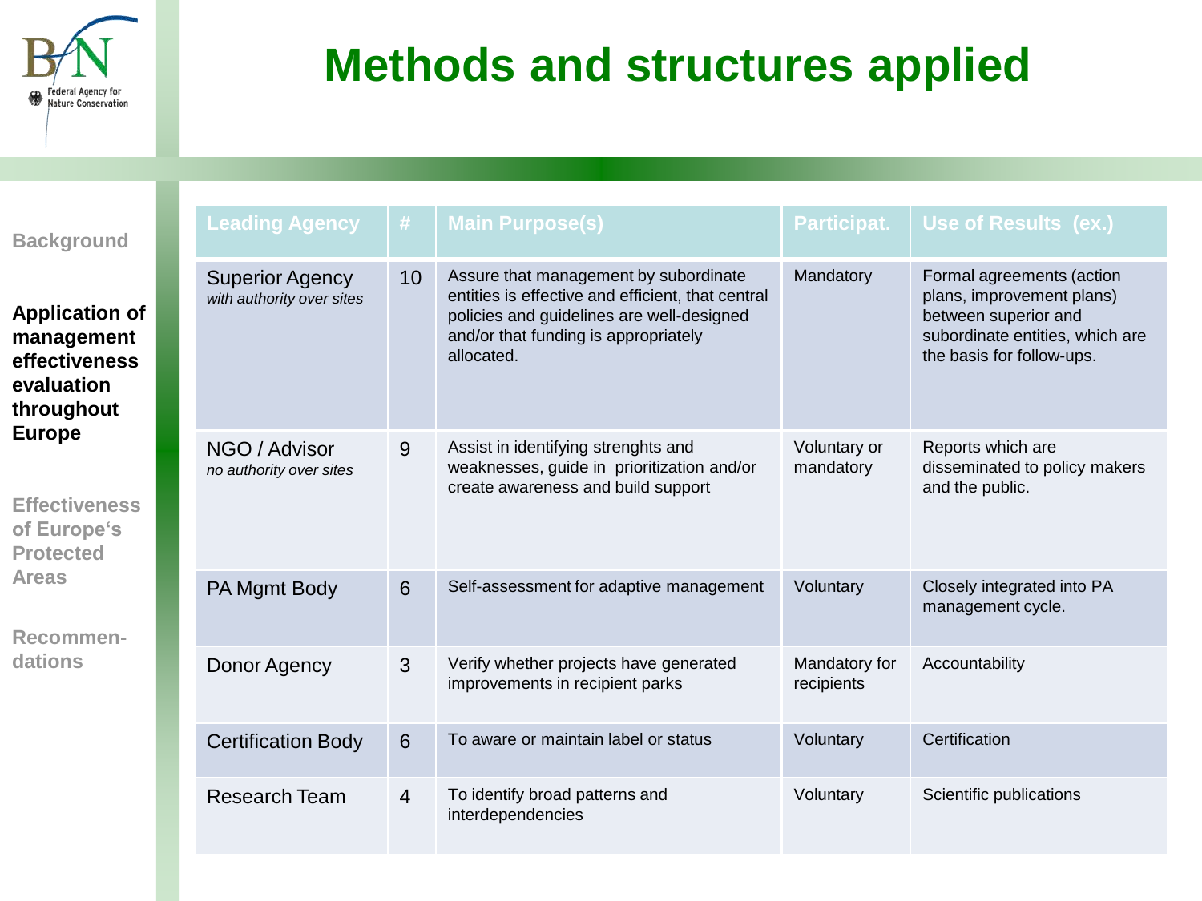# Methods and structures applied

Background

**Application of management effectiveness evaluation throughout Europe**

Effectiveness of Europe‘s Protected Areas

Recommen-dations

| Leading Agency | # | Main Purpose(s) | Participat. | Use of Results (ex.) |
|---|---|---|---|---|
| Superior Agency *with authority over sites* | 10 | Assure that management by subordinate entities is effective and efficient, that central policies and guidelines are well-designed and/or that funding is appropriately allocated. | Mandatory | Formal agreements (action plans, improvement plans) between superior and subordinate entities, which are the basis for follow-ups. |
| NGO / Advisor *no authority over sites* | 9 | Assist in identifying strenghts and weaknesses, guide in prioritization and/or create awareness and build support | Voluntary or mandatory | Reports which are disseminated to policy makers and the public. |
| PA Mgmt Body | 6 | Self-assessment for adaptive management | Voluntary | Closely integrated into PA management cycle. |
| Donor Agency | 3 | Verify whether projects have generated improvements in recipient parks | Mandatory for recipients | Accountability |
| Certification Body | 6 | To aware or maintain label or status | Voluntary | Certification |
| Research Team | 4 | To identify broad patterns and interdependencies | Voluntary | Scientific publications |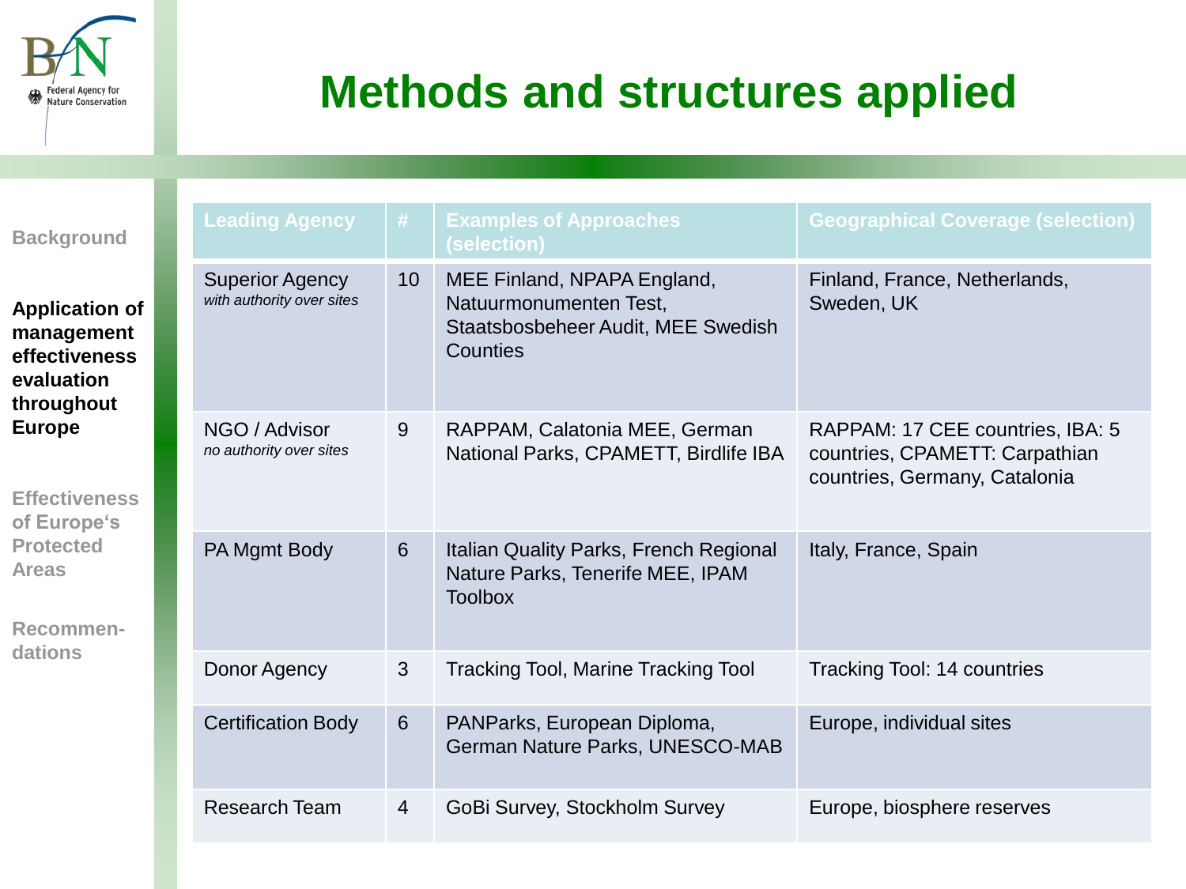# Methods and structures applied

Background

**Application of management effectiveness evaluation throughout Europe**

Effectiveness of Europe's Protected Areas

Recommen-dations

| Leading Agency | # | Examples of Approaches (selection) | Geographical Coverage (selection) |
|---|---|---|---|
| Superior Agency *with authority over sites* | 10 | MEE Finland, NPAPA England, Natuurmonumenten Test, Staatsbosbeheer Audit, MEE Swedish Counties | Finland, France, Netherlands, Sweden, UK |
| NGO / Advisor *no authority over sites* | 9 | RAPPAM, Calatonia MEE, German National Parks, CPAMETT, Birdlife IBA | RAPPAM: 17 CEE countries, IBA: 5 countries, CPAMETT: Carpathian countries, Germany, Catalonia |
| PA Mgmt Body | 6 | Italian Quality Parks, French Regional Nature Parks, Tenerife MEE, IPAM Toolbox | Italy, France, Spain |
| Donor Agency | 3 | Tracking Tool, Marine Tracking Tool | Tracking Tool: 14 countries |
| Certification Body | 6 | PANParks, European Diploma, German Nature Parks, UNESCO-MAB | Europe, individual sites |
| Research Team | 4 | GoBi Survey, Stockholm Survey | Europe, biosphere reserves |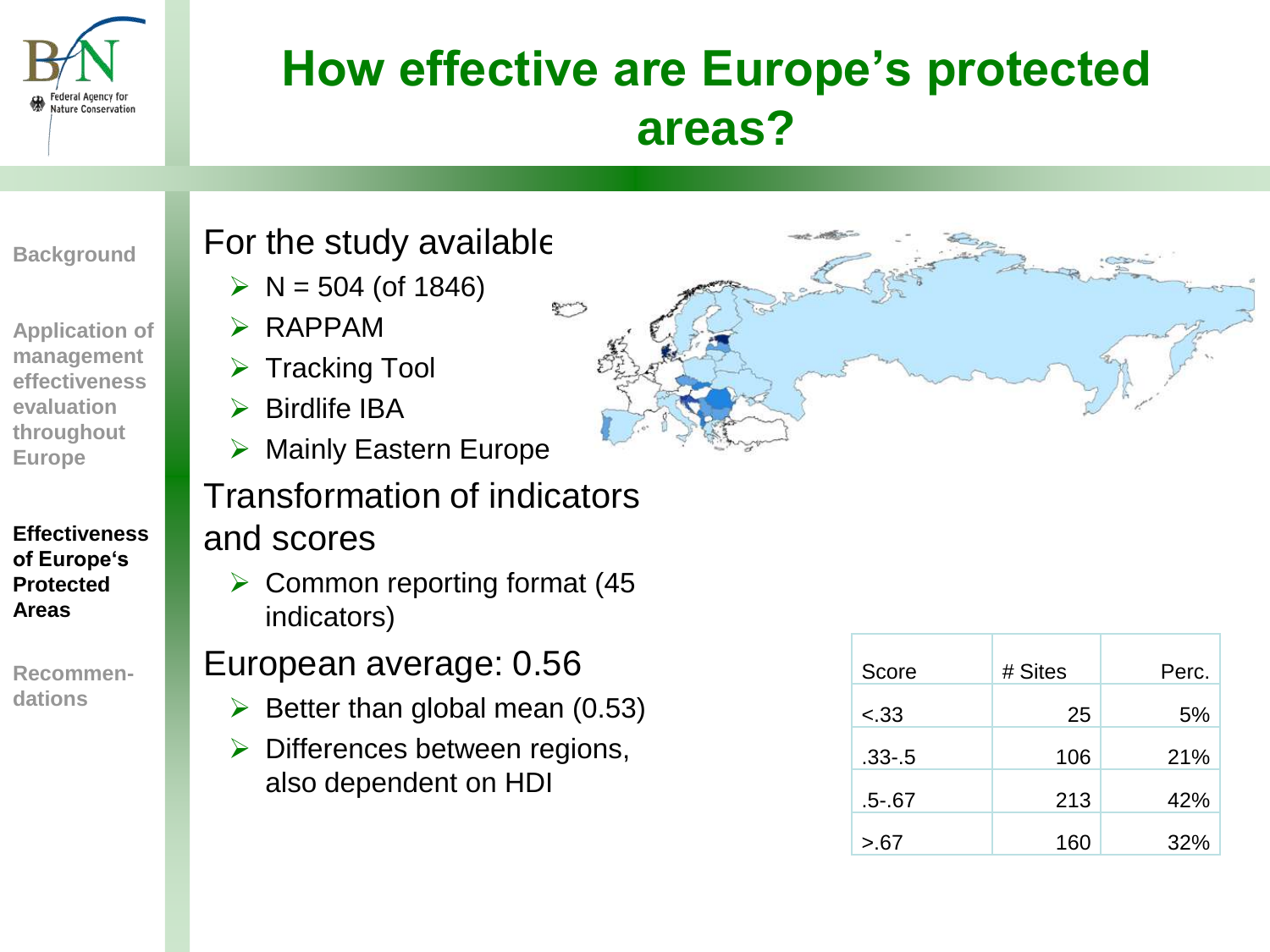# How effective are Europe's protected areas?

Background

Application of management effectiveness evaluation throughout Europe

**Effectiveness of Europe's Protected Areas**

Recommen-dations

For the study available

- N = 504 (of 1846)
- RAPPAM
- Tracking Tool
- Birdlife IBA
- Mainly Eastern Europe

Transformation of indicators and scores

- Common reporting format (45 indicators)

European average: 0.56

- Better than global mean (0.53)
- Differences between regions, also dependent on HDI

| Score | # Sites | Perc. |
|---|---|---|
| <.33 | 25 | 5% |
| .33-.5 | 106 | 21% |
| .5-.67 | 213 | 42% |
| >.67 | 160 | 32% |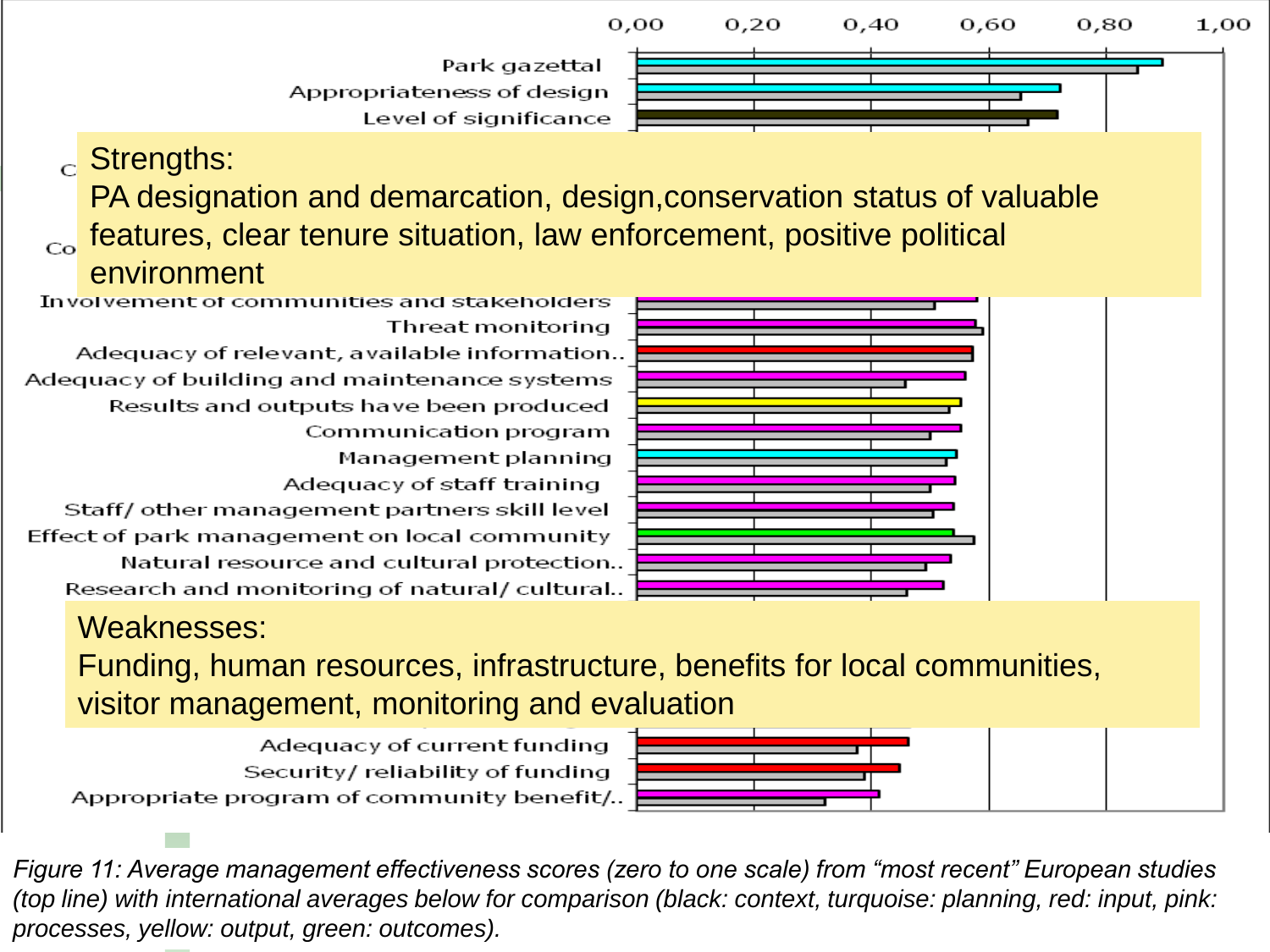0,00 0,20 0,40 0,60 0,80 1,00

Park gazettal

Appropriateness of design

Level of significance

Strengths:
PA designation and demarcation, design,conservation status of valuable features, clear tenure situation, law enforcement, positive political environment

Involvement of communities and stakeholders

Threat monitoring

Adequacy of relevant, available information..

Adequacy of building and maintenance systems

Results and outputs have been produced

Communication program

Management planning

Adequacy of staff training

Staff/ other management partners skill level

Effect of park management on local community

Natural resource and cultural protection..

Research and monitoring of natural/ cultural..

Weaknesses:
Funding, human resources, infrastructure, benefits for local communities, visitor management, monitoring and evaluation

Adequacy of current funding

Security/ reliability of funding

Appropriate program of community benefit/..

*Figure 11: Average management effectiveness scores (zero to one scale) from "most recent" European studies (top line) with international averages below for comparison (black: context, turquoise: planning, red: input, pink: processes, yellow: output, green: outcomes).*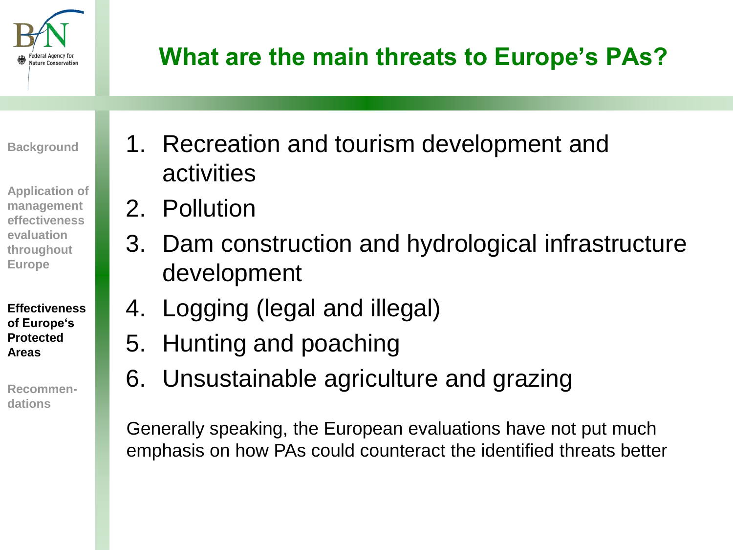# What are the main threats to Europe's PAs?

Background

Application of management effectiveness evaluation throughout Europe

**Effectiveness of Europe's Protected Areas**

Recommen-dations

1. Recreation and tourism development and activities
2. Pollution
3. Dam construction and hydrological infrastructure development
4. Logging (legal and illegal)
5. Hunting and poaching
6. Unsustainable agriculture and grazing

Generally speaking, the European evaluations have not put much emphasis on how PAs could counteract the identified threats better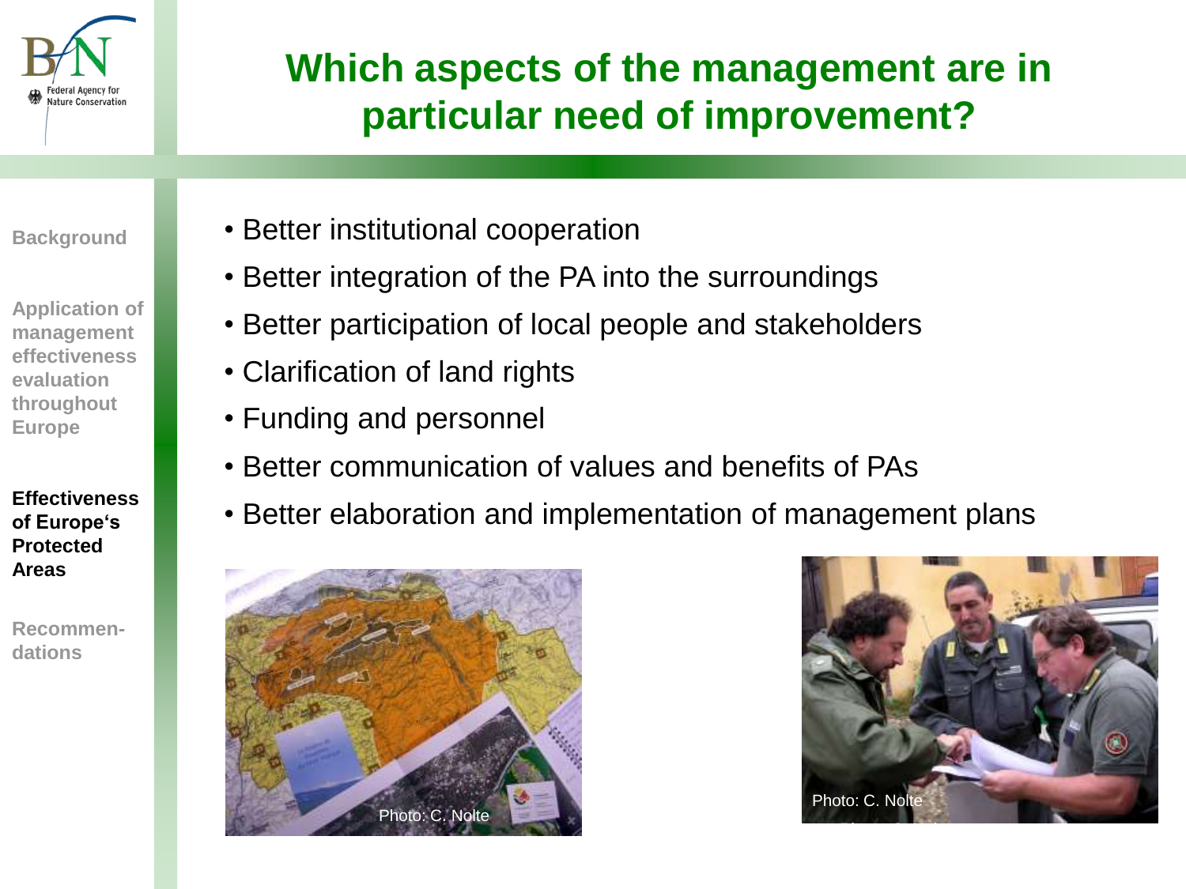# Which aspects of the management are in particular need of improvement?

Background

Application of management effectiveness evaluation throughout Europe

**Effectiveness of Europe's Protected Areas**

Recommendations

- Better institutional cooperation
- Better integration of the PA into the surroundings
- Better participation of local people and stakeholders
- Clarification of land rights
- Funding and personnel
- Better communication of values and benefits of PAs
- Better elaboration and implementation of management plans

Photo: C. Nolte

Photo: C. Nolte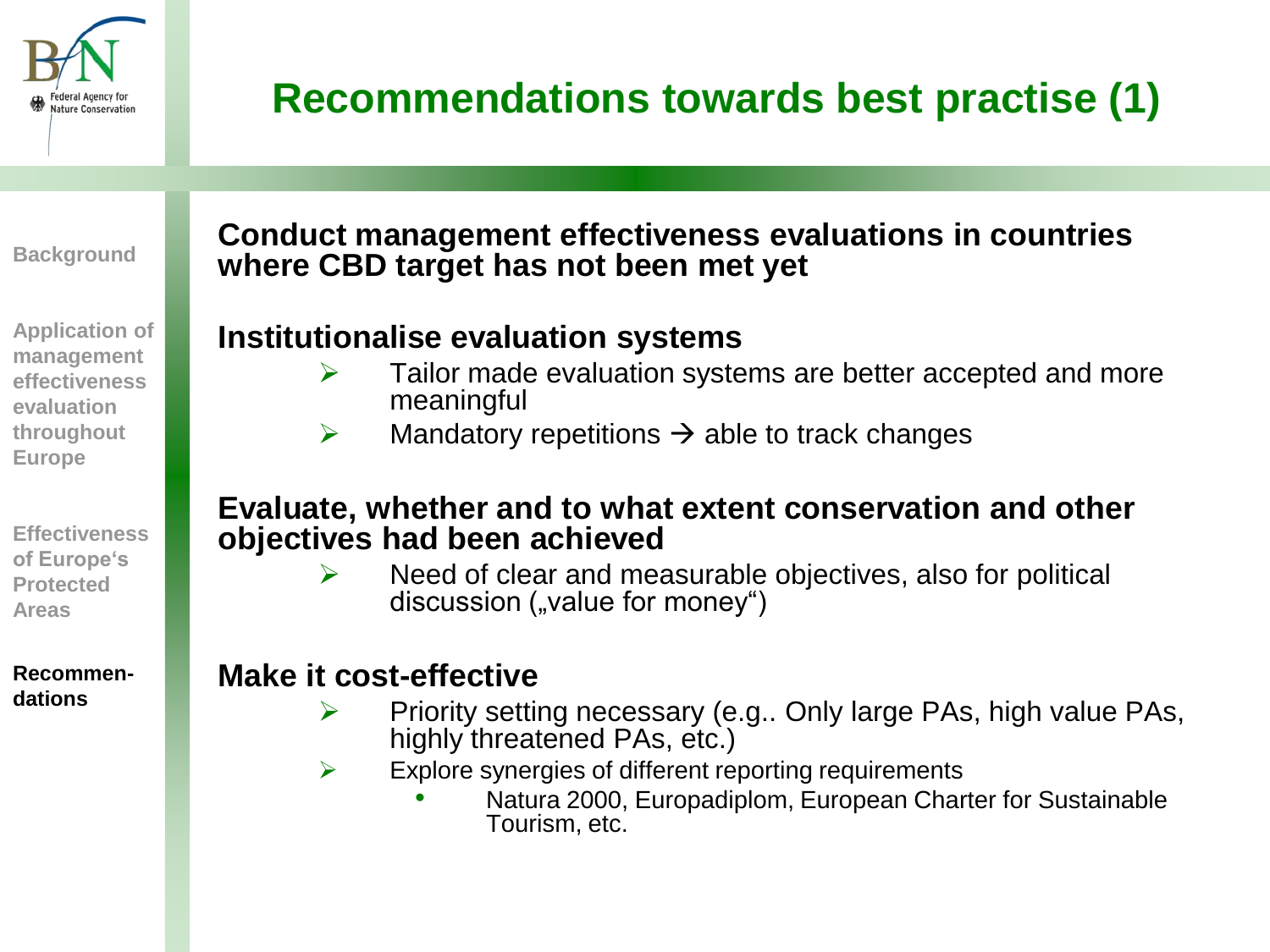# Recommendations towards best practise (1)

Background

Application of management effectiveness evaluation throughout Europe

Effectiveness of Europe's Protected Areas

**Recommen-dations**

**Conduct management effectiveness evaluations in countries where CBD target has not been met yet**

**Institutionalise evaluation systems**

- Tailor made evaluation systems are better accepted and more meaningful
- Mandatory repetitions → able to track changes

**Evaluate, whether and to what extent conservation and other objectives had been achieved**

- Need of clear and measurable objectives, also for political discussion („value for money")

**Make it cost-effective**

- Priority setting necessary (e.g.. Only large PAs, high value PAs, highly threatened PAs, etc.)
- Explore synergies of different reporting requirements
  - Natura 2000, Europadiplom, European Charter for Sustainable Tourism, etc.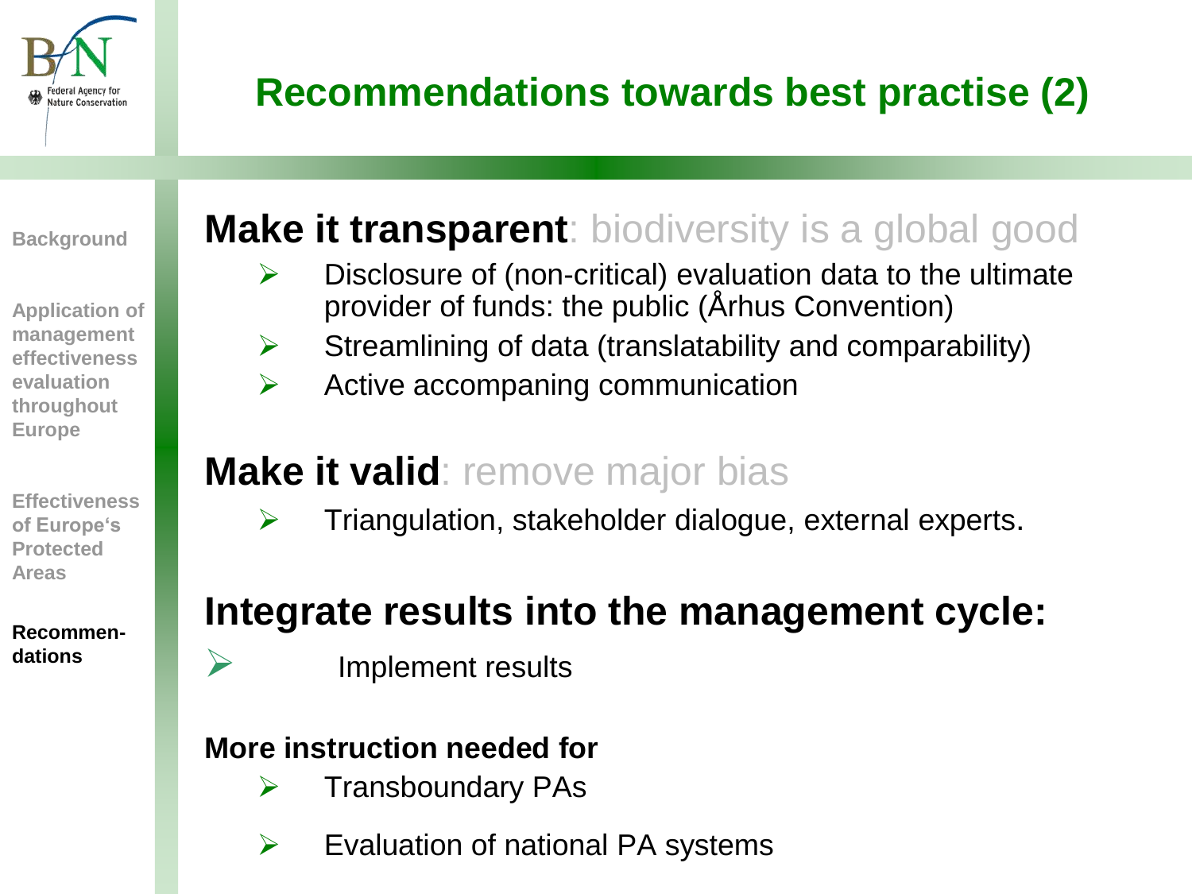# Recommendations towards best practise (2)

Background

Application of management effectiveness evaluation throughout Europe

Effectiveness of Europe‘s Protected Areas

**Recommen-dations**

## **Make it transparent**: biodiversity is a global good

- Disclosure of (non-critical) evaluation data to the ultimate provider of funds: the public (Århus Convention)
- Streamlining of data (translatability and comparability)
- Active accompaning communication

## **Make it valid**: remove major bias

- Triangulation, stakeholder dialogue, external experts.

## Integrate results into the management cycle:

- Implement results

**More instruction needed for**

- Transboundary PAs
- Evaluation of national PA systems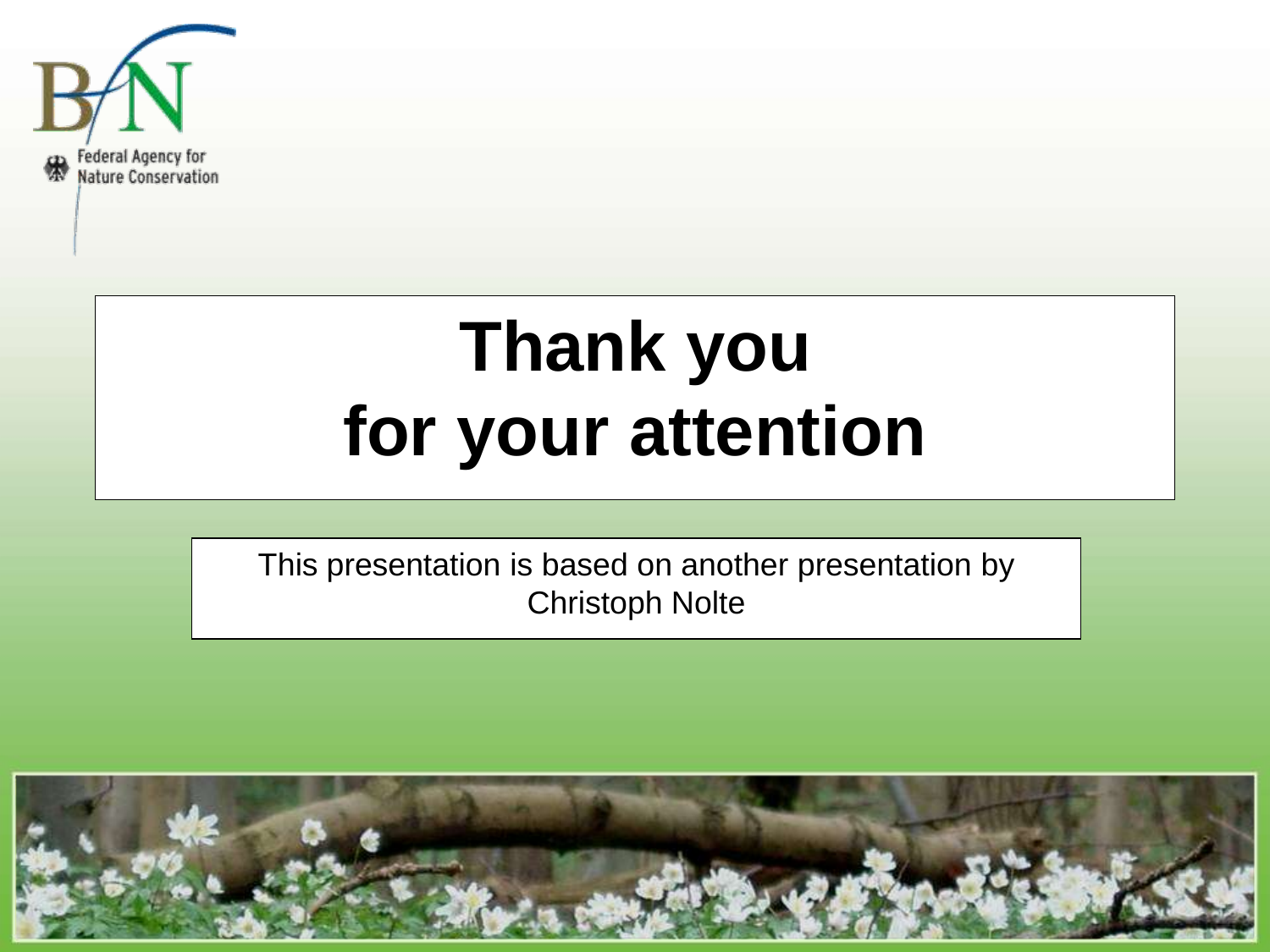# Thank you for your attention

This presentation is based on another presentation by Christoph Nolte